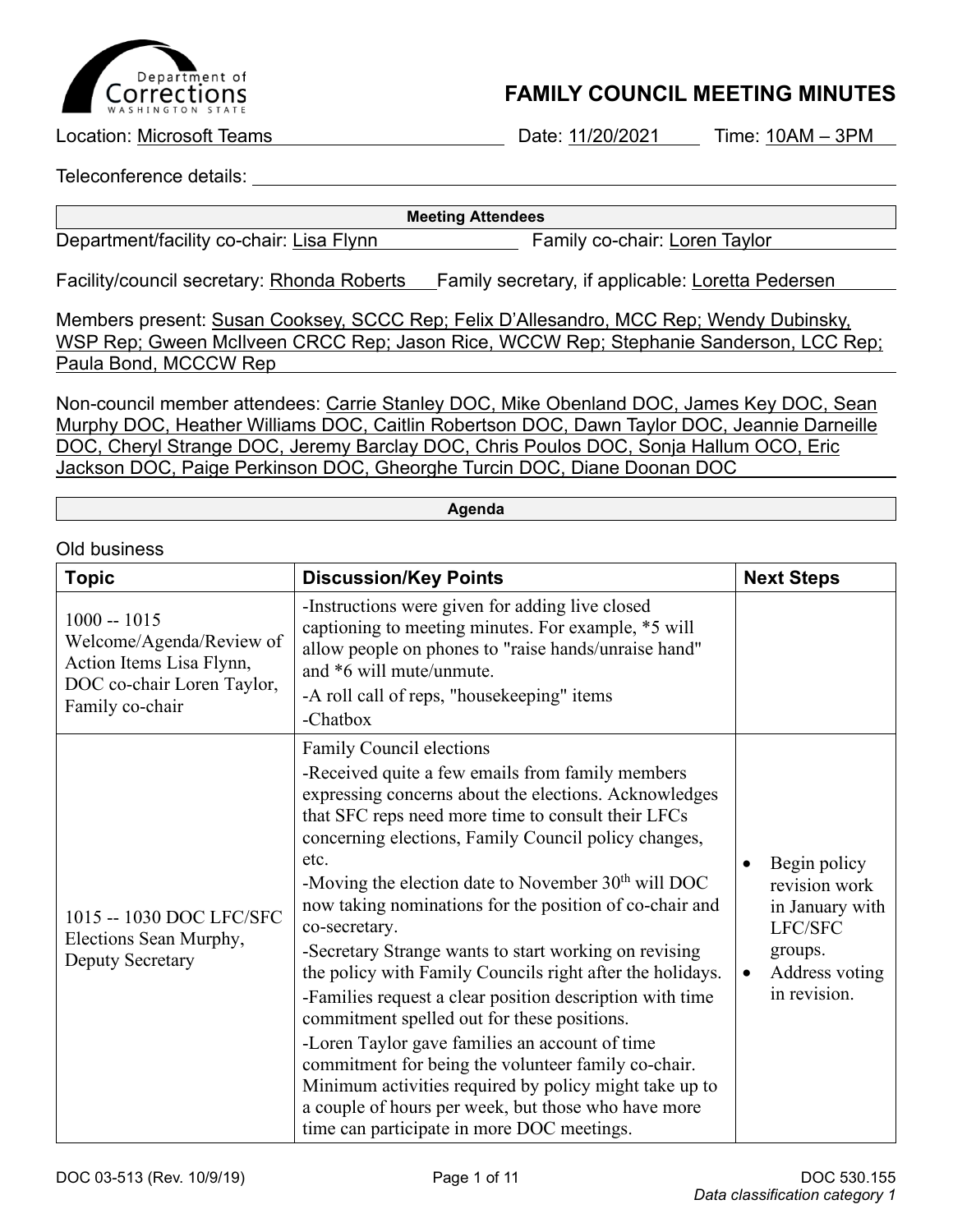# FAMILY COUNCIL MEETING MINUTES

Location: Microsoft Teams  Date: 11/20/2021  Time: 10AM – 3PM

Teleconference details:

**Meeting Attendees**

Department/facility co-chair: Lisa Flynn  Family co-chair: Loren Taylor

Facility/council secretary: Rhonda Roberts  Family secretary, if applicable: Loretta Pedersen

Members present: Susan Cooksey, SCCC Rep; Felix D'Allesandro, MCC Rep; Wendy Dubinsky, WSP Rep; Gween McIlveen CRCC Rep; Jason Rice, WCCW Rep; Stephanie Sanderson, LCC Rep; Paula Bond, MCCCW Rep

Non-council member attendees: Carrie Stanley DOC, Mike Obenland DOC, James Key DOC, Sean Murphy DOC, Heather Williams DOC, Caitlin Robertson DOC, Dawn Taylor DOC, Jeannie Darneille DOC, Cheryl Strange DOC, Jeremy Barclay DOC, Chris Poulos DOC, Sonja Hallum OCO, Eric Jackson DOC, Paige Perkinson DOC, Gheorghe Turcin DOC, Diane Doonan DOC

**Agenda**

Old business

| Topic | Discussion/Key Points | Next Steps |
|---|---|---|
| 1000 -- 1015 Welcome/Agenda/Review of Action Items Lisa Flynn, DOC co-chair Loren Taylor, Family co-chair | -Instructions were given for adding live closed captioning to meeting minutes. For example, *5 will allow people on phones to "raise hands/unraise hand" and *6 will mute/unmute.<br>-A roll call of reps, "housekeeping" items<br>-Chatbox | |
| 1015 -- 1030 DOC LFC/SFC Elections Sean Murphy, Deputy Secretary | Family Council elections<br>-Received quite a few emails from family members expressing concerns about the elections. Acknowledges that SFC reps need more time to consult their LFCs concerning elections, Family Council policy changes, etc.<br>-Moving the election date to November 30th will DOC now taking nominations for the position of co-chair and co-secretary.<br>-Secretary Strange wants to start working on revising the policy with Family Councils right after the holidays.<br>-Families request a clear position description with time commitment spelled out for these positions.<br>-Loren Taylor gave families an account of time commitment for being the volunteer family co-chair. Minimum activities required by policy might take up to a couple of hours per week, but those who have more time can participate in more DOC meetings. | • Begin policy revision work in January with LFC/SFC groups.<br>• Address voting in revision. |

DOC 03-513 (Rev. 10/9/19)  DOC 530.155

*Data classification category 1*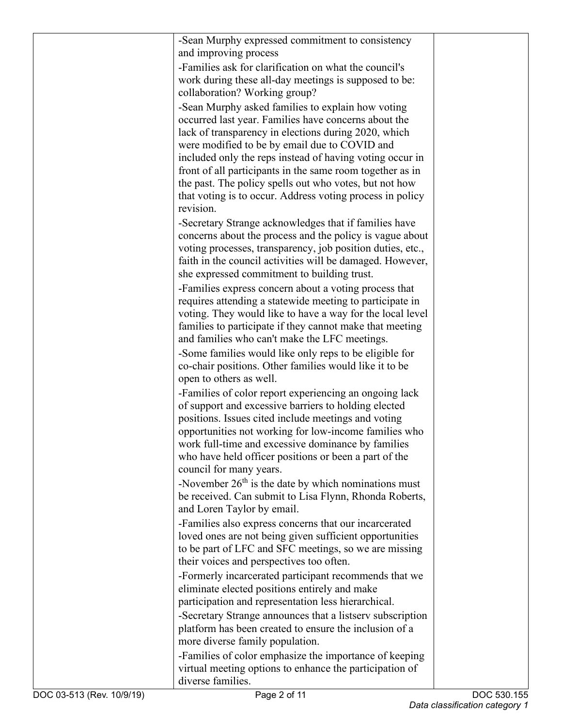| | | |
|---|---|---|
| | -Sean Murphy expressed commitment to consistency and improving process<br>-Families ask for clarification on what the council's work during these all-day meetings is supposed to be: collaboration? Working group?<br>-Sean Murphy asked families to explain how voting occurred last year. Families have concerns about the lack of transparency in elections during 2020, which were modified to be by email due to COVID and included only the reps instead of having voting occur in front of all participants in the same room together as in the past. The policy spells out who votes, but not how that voting is to occur. Address voting process in policy revision.<br>-Secretary Strange acknowledges that if families have concerns about the process and the policy is vague about voting processes, transparency, job position duties, etc., faith in the council activities will be damaged. However, she expressed commitment to building trust.<br>-Families express concern about a voting process that requires attending a statewide meeting to participate in voting. They would like to have a way for the local level families to participate if they cannot make that meeting and families who can't make the LFC meetings.<br>-Some families would like only reps to be eligible for co-chair positions. Other families would like it to be open to others as well.<br>-Families of color report experiencing an ongoing lack of support and excessive barriers to holding elected positions. Issues cited include meetings and voting opportunities not working for low-income families who work full-time and excessive dominance by families who have held officer positions or been a part of the council for many years.<br>-November 26th is the date by which nominations must be received. Can submit to Lisa Flynn, Rhonda Roberts, and Loren Taylor by email.<br>-Families also express concerns that our incarcerated loved ones are not being given sufficient opportunities to be part of LFC and SFC meetings, so we are missing their voices and perspectives too often.<br>-Formerly incarcerated participant recommends that we eliminate elected positions entirely and make participation and representation less hierarchical.<br>-Secretary Strange announces that a listserv subscription platform has been created to ensure the inclusion of a more diverse family population.<br>-Families of color emphasize the importance of keeping virtual meeting options to enhance the participation of diverse families. | |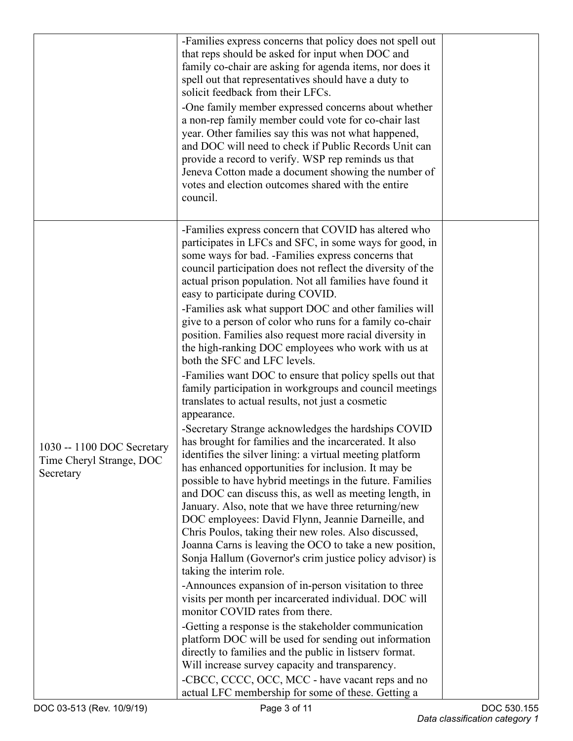| | | |
|---|---|---|
| | -Families express concerns that policy does not spell out that reps should be asked for input when DOC and family co-chair are asking for agenda items, nor does it spell out that representatives should have a duty to solicit feedback from their LFCs.<br>-One family member expressed concerns about whether a non-rep family member could vote for co-chair last year. Other families say this was not what happened, and DOC will need to check if Public Records Unit can provide a record to verify. WSP rep reminds us that Jeneva Cotton made a document showing the number of votes and election outcomes shared with the entire council. | |
| 1030 -- 1100 DOC Secretary Time Cheryl Strange, DOC Secretary | -Families express concern that COVID has altered who participates in LFCs and SFC, in some ways for good, in some ways for bad. -Families express concerns that council participation does not reflect the diversity of the actual prison population. Not all families have found it easy to participate during COVID.<br>-Families ask what support DOC and other families will give to a person of color who runs for a family co-chair position. Families also request more racial diversity in the high-ranking DOC employees who work with us at both the SFC and LFC levels.<br>-Families want DOC to ensure that policy spells out that family participation in workgroups and council meetings translates to actual results, not just a cosmetic appearance.<br>-Secretary Strange acknowledges the hardships COVID has brought for families and the incarcerated. It also identifies the silver lining: a virtual meeting platform has enhanced opportunities for inclusion. It may be possible to have hybrid meetings in the future. Families and DOC can discuss this, as well as meeting length, in January. Also, note that we have three returning/new DOC employees: David Flynn, Jeannie Darneille, and Chris Poulos, taking their new roles. Also discussed, Joanna Carns is leaving the OCO to take a new position, Sonja Hallum (Governor's crim justice policy advisor) is taking the interim role.<br>-Announces expansion of in-person visitation to three visits per month per incarcerated individual. DOC will monitor COVID rates from there.<br>-Getting a response is the stakeholder communication platform DOC will be used for sending out information directly to families and the public in listserv format. Will increase survey capacity and transparency.<br>-CBCC, CCCC, OCC, MCC - have vacant reps and no actual LFC membership for some of these. Getting a | |

DOC 03-513 (Rev. 10/9/19)

DOC 530.155
*Data classification category 1*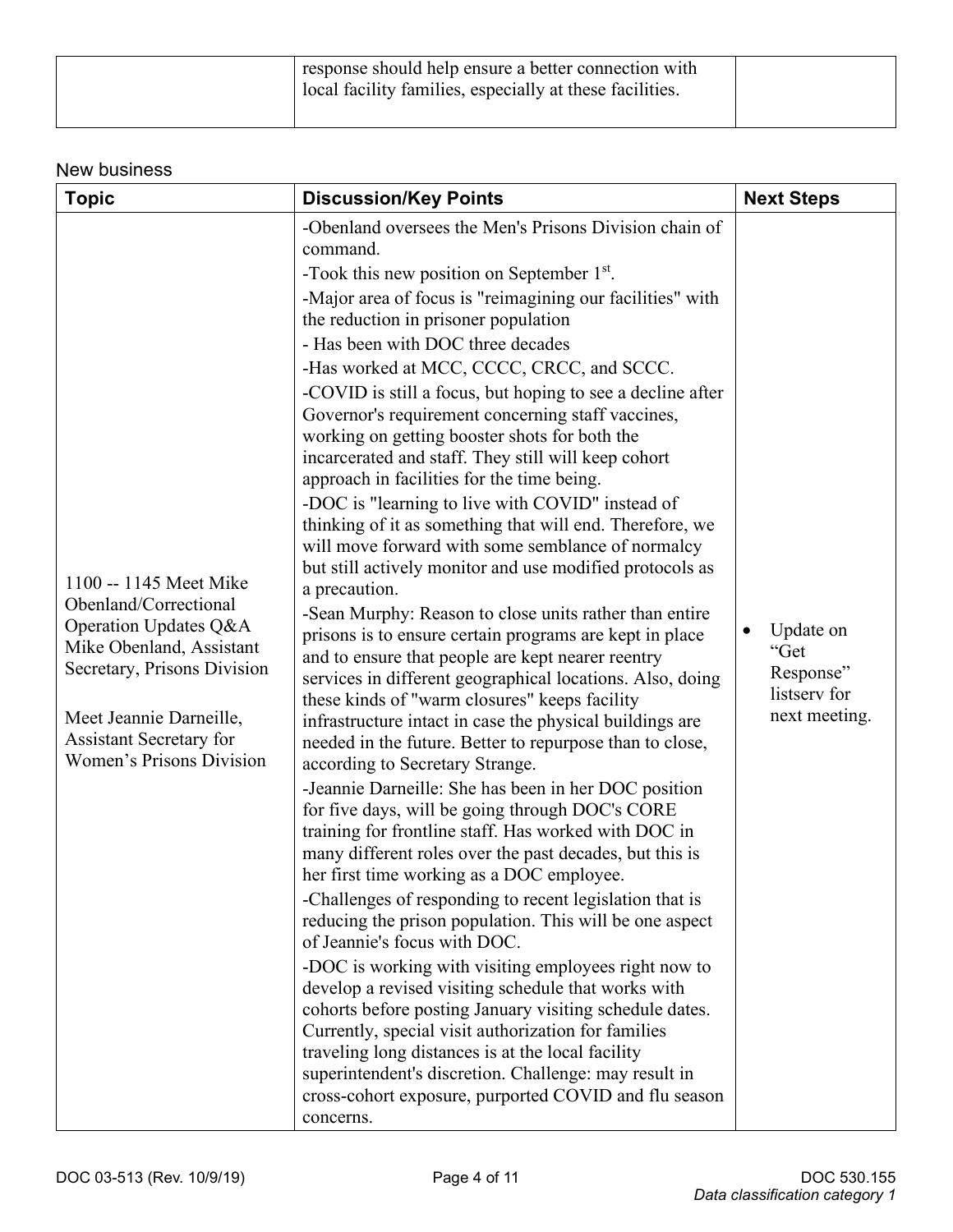| | | |
|---|---|---|
| | response should help ensure a better connection with local facility families, especially at these facilities. | |

New business

| Topic | Discussion/Key Points | Next Steps |
|---|---|---|
| 1100 -- 1145 Meet Mike Obenland/Correctional Operation Updates Q&A Mike Obenland, Assistant Secretary, Prisons Division<br><br>Meet Jeannie Darneille, Assistant Secretary for Women's Prisons Division | -Obenland oversees the Men's Prisons Division chain of command.<br>-Took this new position on September 1st.<br>-Major area of focus is "reimagining our facilities" with the reduction in prisoner population<br>- Has been with DOC three decades<br>-Has worked at MCC, CCCC, CRCC, and SCCC.<br>-COVID is still a focus, but hoping to see a decline after Governor's requirement concerning staff vaccines, working on getting booster shots for both the incarcerated and staff. They still will keep cohort approach in facilities for the time being.<br>-DOC is "learning to live with COVID" instead of thinking of it as something that will end. Therefore, we will move forward with some semblance of normalcy but still actively monitor and use modified protocols as a precaution.<br>-Sean Murphy: Reason to close units rather than entire prisons is to ensure certain programs are kept in place and to ensure that people are kept nearer reentry services in different geographical locations. Also, doing these kinds of "warm closures" keeps facility infrastructure intact in case the physical buildings are needed in the future. Better to repurpose than to close, according to Secretary Strange.<br>-Jeannie Darneille: She has been in her DOC position for five days, will be going through DOC's CORE training for frontline staff. Has worked with DOC in many different roles over the past decades, but this is her first time working as a DOC employee.<br>-Challenges of responding to recent legislation that is reducing the prison population. This will be one aspect of Jeannie's focus with DOC.<br>-DOC is working with visiting employees right now to develop a revised visiting schedule that works with cohorts before posting January visiting schedule dates. Currently, special visit authorization for families traveling long distances is at the local facility superintendent's discretion. Challenge: may result in cross-cohort exposure, purported COVID and flu season concerns. | • Update on "Get Response" listserv for next meeting. |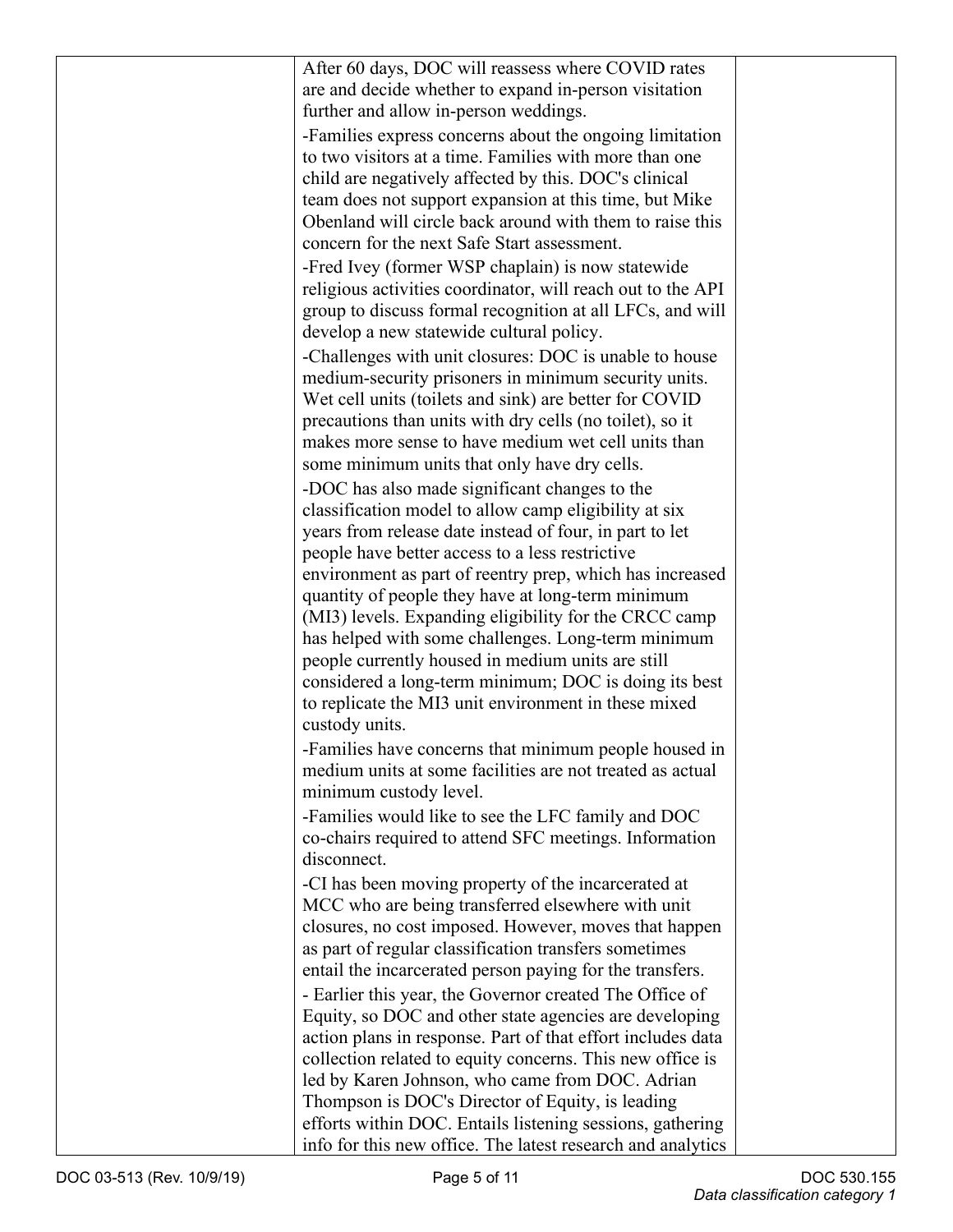| | | |
|---|---|---|
| | After 60 days, DOC will reassess where COVID rates are and decide whether to expand in-person visitation further and allow in-person weddings.<br>-Families express concerns about the ongoing limitation to two visitors at a time. Families with more than one child are negatively affected by this. DOC's clinical team does not support expansion at this time, but Mike Obenland will circle back around with them to raise this concern for the next Safe Start assessment.<br>-Fred Ivey (former WSP chaplain) is now statewide religious activities coordinator, will reach out to the API group to discuss formal recognition at all LFCs, and will develop a new statewide cultural policy.<br>-Challenges with unit closures: DOC is unable to house medium-security prisoners in minimum security units. Wet cell units (toilets and sink) are better for COVID precautions than units with dry cells (no toilet), so it makes more sense to have medium wet cell units than some minimum units that only have dry cells.<br>-DOC has also made significant changes to the classification model to allow camp eligibility at six years from release date instead of four, in part to let people have better access to a less restrictive environment as part of reentry prep, which has increased quantity of people they have at long-term minimum (MI3) levels. Expanding eligibility for the CRCC camp has helped with some challenges. Long-term minimum people currently housed in medium units are still considered a long-term minimum; DOC is doing its best to replicate the MI3 unit environment in these mixed custody units.<br>-Families have concerns that minimum people housed in medium units at some facilities are not treated as actual minimum custody level.<br>-Families would like to see the LFC family and DOC co-chairs required to attend SFC meetings. Information disconnect.<br>-CI has been moving property of the incarcerated at MCC who are being transferred elsewhere with unit closures, no cost imposed. However, moves that happen as part of regular classification transfers sometimes entail the incarcerated person paying for the transfers.<br>- Earlier this year, the Governor created The Office of Equity, so DOC and other state agencies are developing action plans in response. Part of that effort includes data collection related to equity concerns. This new office is led by Karen Johnson, who came from DOC. Adrian Thompson is DOC's Director of Equity, is leading efforts within DOC. Entails listening sessions, gathering info for this new office. The latest research and analytics | |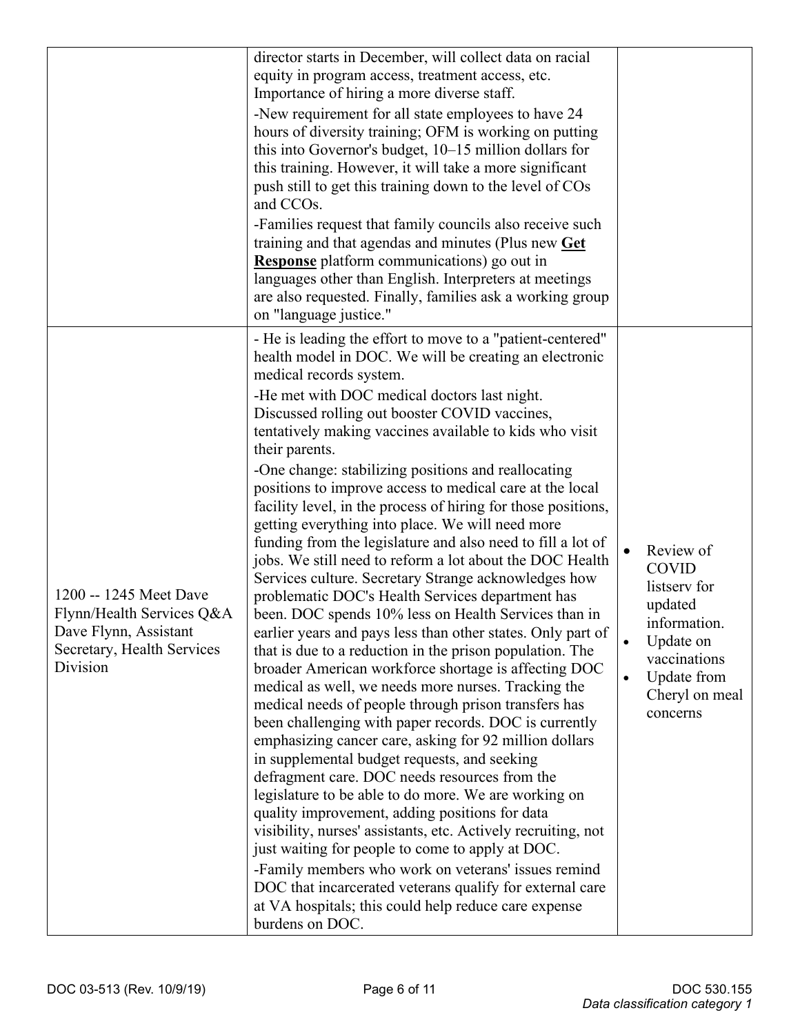| | | |
|---|---|---|
| | director starts in December, will collect data on racial equity in program access, treatment access, etc. Importance of hiring a more diverse staff.<br>-New requirement for all state employees to have 24 hours of diversity training; OFM is working on putting this into Governor's budget, 10–15 million dollars for this training. However, it will take a more significant push still to get this training down to the level of COs and CCOs.<br>-Families request that family councils also receive such training and that agendas and minutes (Plus new **Get Response** platform communications) go out in languages other than English. Interpreters at meetings are also requested. Finally, families ask a working group on "language justice." | |
| 1200 -- 1245 Meet Dave Flynn/Health Services Q&A Dave Flynn, Assistant Secretary, Health Services Division | - He is leading the effort to move to a "patient-centered" health model in DOC. We will be creating an electronic medical records system.<br>-He met with DOC medical doctors last night. Discussed rolling out booster COVID vaccines, tentatively making vaccines available to kids who visit their parents.<br>-One change: stabilizing positions and reallocating positions to improve access to medical care at the local facility level, in the process of hiring for those positions, getting everything into place. We will need more funding from the legislature and also need to fill a lot of jobs. We still need to reform a lot about the DOC Health Services culture. Secretary Strange acknowledges how problematic DOC's Health Services department has been. DOC spends 10% less on Health Services than in earlier years and pays less than other states. Only part of that is due to a reduction in the prison population. The broader American workforce shortage is affecting DOC medical as well, we needs more nurses. Tracking the medical needs of people through prison transfers has been challenging with paper records. DOC is currently emphasizing cancer care, asking for 92 million dollars in supplemental budget requests, and seeking defragment care. DOC needs resources from the legislature to be able to do more. We are working on quality improvement, adding positions for data visibility, nurses' assistants, etc. Actively recruiting, not just waiting for people to come to apply at DOC.<br>-Family members who work on veterans' issues remind DOC that incarcerated veterans qualify for external care at VA hospitals; this could help reduce care expense burdens on DOC. | • Review of COVID listserv for updated information.<br>• Update on vaccinations<br>• Update from Cheryl on meal concerns |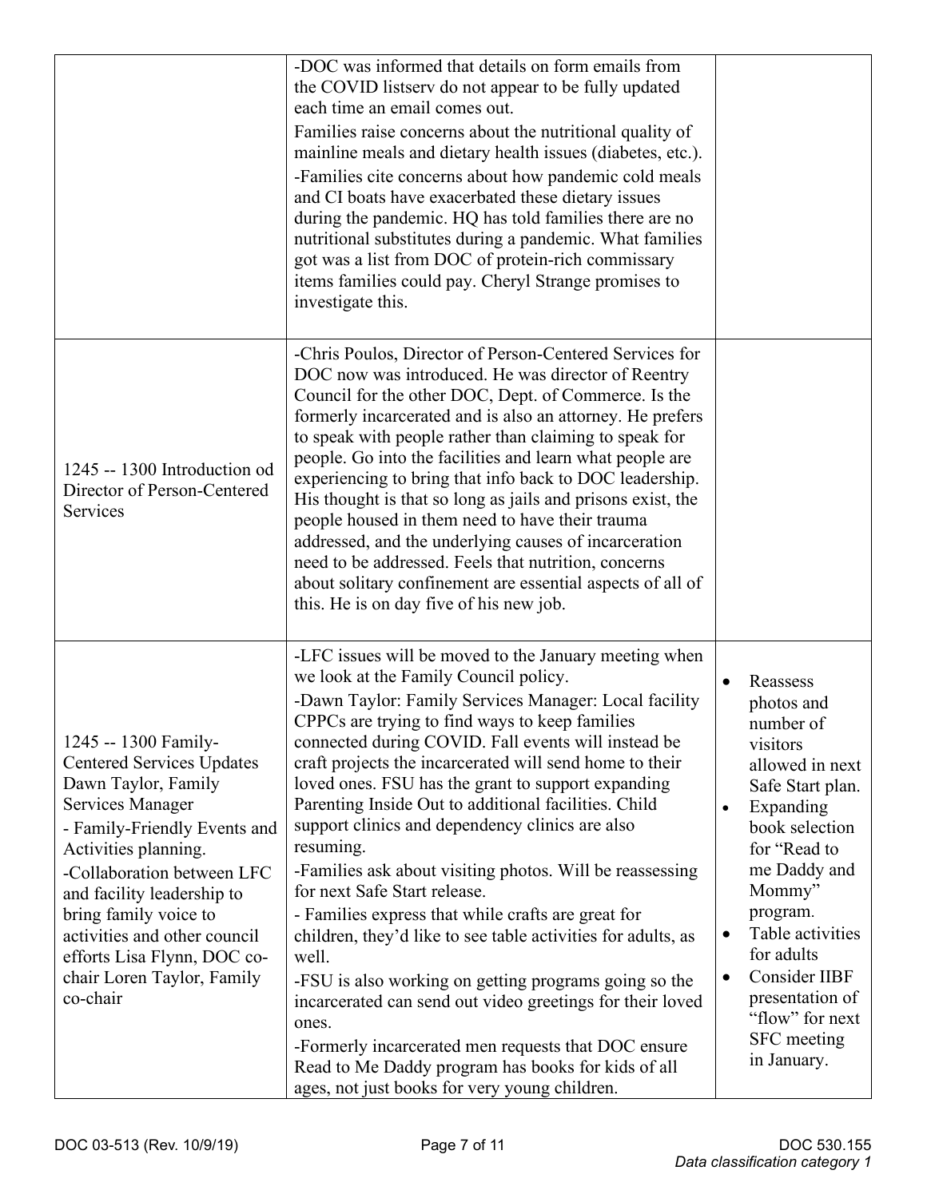| | | |
|---|---|---|
| | -DOC was informed that details on form emails from the COVID listserv do not appear to be fully updated each time an email comes out.<br>Families raise concerns about the nutritional quality of mainline meals and dietary health issues (diabetes, etc.).<br>-Families cite concerns about how pandemic cold meals and CI boats have exacerbated these dietary issues during the pandemic. HQ has told families there are no nutritional substitutes during a pandemic. What families got was a list from DOC of protein-rich commissary items families could pay. Cheryl Strange promises to investigate this. | |
| 1245 -- 1300 Introduction od Director of Person-Centered Services | -Chris Poulos, Director of Person-Centered Services for DOC now was introduced. He was director of Reentry Council for the other DOC, Dept. of Commerce. Is the formerly incarcerated and is also an attorney. He prefers to speak with people rather than claiming to speak for people. Go into the facilities and learn what people are experiencing to bring that info back to DOC leadership. His thought is that so long as jails and prisons exist, the people housed in them need to have their trauma addressed, and the underlying causes of incarceration need to be addressed. Feels that nutrition, concerns about solitary confinement are essential aspects of all of this. He is on day five of his new job. | |
| 1245 -- 1300 Family-Centered Services Updates Dawn Taylor, Family Services Manager<br>- Family-Friendly Events and Activities planning.<br>-Collaboration between LFC and facility leadership to bring family voice to activities and other council efforts Lisa Flynn, DOC co-chair Loren Taylor, Family co-chair | -LFC issues will be moved to the January meeting when we look at the Family Council policy.<br>-Dawn Taylor: Family Services Manager: Local facility CPPCs are trying to find ways to keep families connected during COVID. Fall events will instead be craft projects the incarcerated will send home to their loved ones. FSU has the grant to support expanding Parenting Inside Out to additional facilities. Child support clinics and dependency clinics are also resuming.<br>-Families ask about visiting photos. Will be reassessing for next Safe Start release.<br>- Families express that while crafts are great for children, they'd like to see table activities for adults, as well.<br>-FSU is also working on getting programs going so the incarcerated can send out video greetings for their loved ones.<br>-Formerly incarcerated men requests that DOC ensure Read to Me Daddy program has books for kids of all ages, not just books for very young children. | • Reassess photos and number of visitors allowed in next Safe Start plan.<br>• Expanding book selection for "Read to me Daddy and Mommy" program.<br>• Table activities for adults<br>• Consider IIBF presentation of "flow" for next SFC meeting in January. |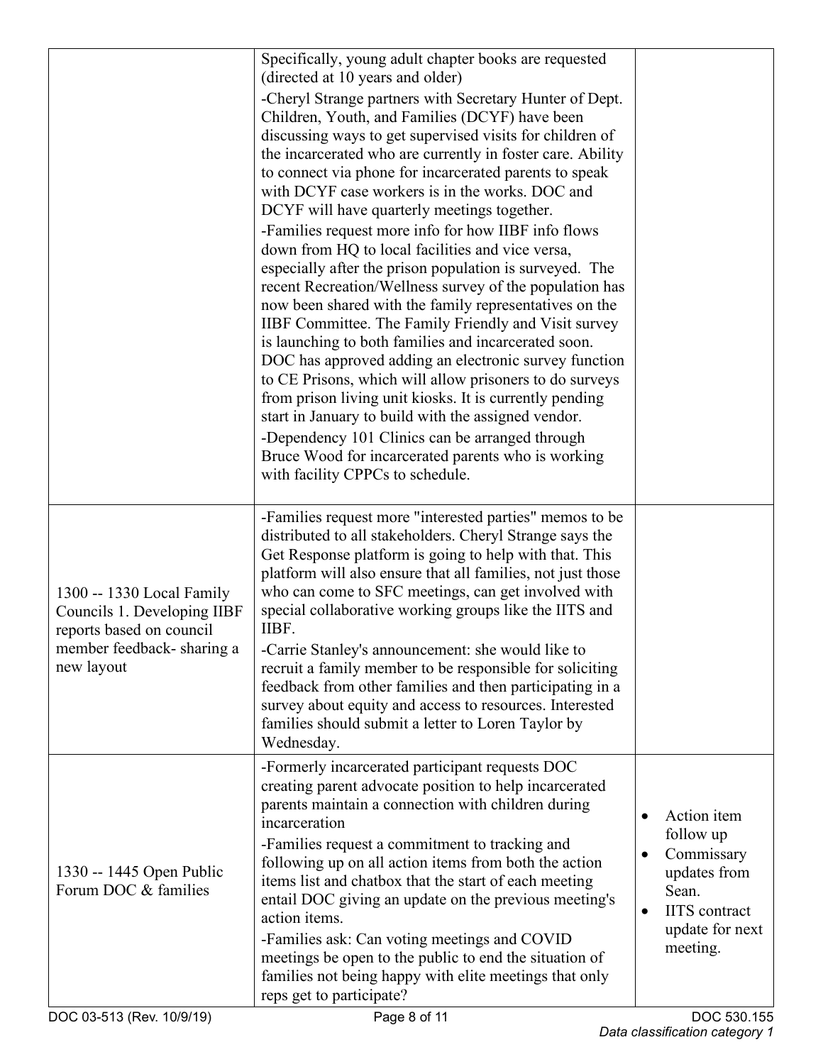| | | |
|---|---|---|
| | Specifically, young adult chapter books are requested (directed at 10 years and older)<br>-Cheryl Strange partners with Secretary Hunter of Dept. Children, Youth, and Families (DCYF) have been discussing ways to get supervised visits for children of the incarcerated who are currently in foster care. Ability to connect via phone for incarcerated parents to speak with DCYF case workers is in the works. DOC and DCYF will have quarterly meetings together.<br>-Families request more info for how IIBF info flows down from HQ to local facilities and vice versa, especially after the prison population is surveyed. The recent Recreation/Wellness survey of the population has now been shared with the family representatives on the IIBF Committee. The Family Friendly and Visit survey is launching to both families and incarcerated soon. DOC has approved adding an electronic survey function to CE Prisons, which will allow prisoners to do surveys from prison living unit kiosks. It is currently pending start in January to build with the assigned vendor.<br>-Dependency 101 Clinics can be arranged through Bruce Wood for incarcerated parents who is working with facility CPPCs to schedule. | |
| 1300 -- 1330 Local Family Councils 1. Developing IIBF reports based on council member feedback- sharing a new layout | -Families request more "interested parties" memos to be distributed to all stakeholders. Cheryl Strange says the Get Response platform is going to help with that. This platform will also ensure that all families, not just those who can come to SFC meetings, can get involved with special collaborative working groups like the IITS and IIBF.<br>-Carrie Stanley's announcement: she would like to recruit a family member to be responsible for soliciting feedback from other families and then participating in a survey about equity and access to resources. Interested families should submit a letter to Loren Taylor by Wednesday. | |
| 1330 -- 1445 Open Public Forum DOC & families | -Formerly incarcerated participant requests DOC creating parent advocate position to help incarcerated parents maintain a connection with children during incarceration<br>-Families request a commitment to tracking and following up on all action items from both the action items list and chatbox that the start of each meeting entail DOC giving an update on the previous meeting's action items.<br>-Families ask: Can voting meetings and COVID meetings be open to the public to end the situation of families not being happy with elite meetings that only reps get to participate? | • Action item follow up<br>• Commissary updates from Sean.<br>• IITS contract update for next meeting. |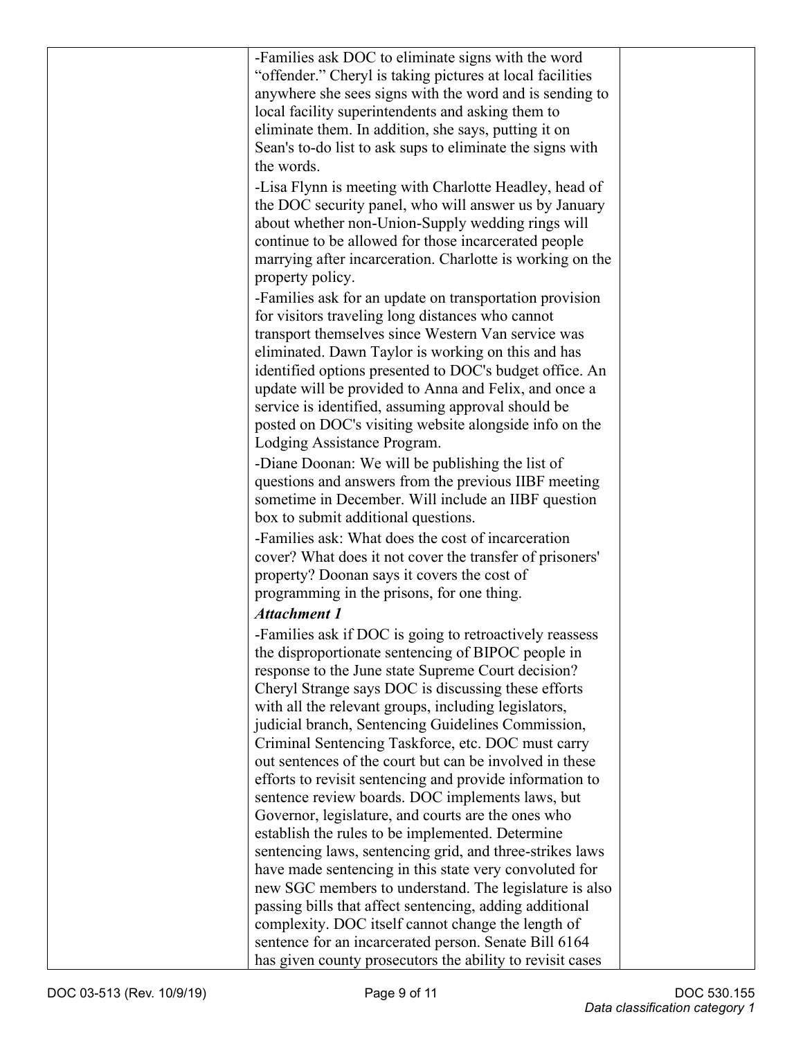| | | |
|---|---|---|
| | -Families ask DOC to eliminate signs with the word "offender." Cheryl is taking pictures at local facilities anywhere she sees signs with the word and is sending to local facility superintendents and asking them to eliminate them. In addition, she says, putting it on Sean's to-do list to ask sups to eliminate the signs with the words.<br>-Lisa Flynn is meeting with Charlotte Headley, head of the DOC security panel, who will answer us by January about whether non-Union-Supply wedding rings will continue to be allowed for those incarcerated people marrying after incarceration. Charlotte is working on the property policy.<br>-Families ask for an update on transportation provision for visitors traveling long distances who cannot transport themselves since Western Van service was eliminated. Dawn Taylor is working on this and has identified options presented to DOC's budget office. An update will be provided to Anna and Felix, and once a service is identified, assuming approval should be posted on DOC's visiting website alongside info on the Lodging Assistance Program.<br>-Diane Doonan: We will be publishing the list of questions and answers from the previous IIBF meeting sometime in December. Will include an IIBF question box to submit additional questions.<br>-Families ask: What does the cost of incarceration cover? What does it not cover the transfer of prisoners' property? Doonan says it covers the cost of programming in the prisons, for one thing.<br>***Attachment 1***<br>-Families ask if DOC is going to retroactively reassess the disproportionate sentencing of BIPOC people in response to the June state Supreme Court decision? Cheryl Strange says DOC is discussing these efforts with all the relevant groups, including legislators, judicial branch, Sentencing Guidelines Commission, Criminal Sentencing Taskforce, etc. DOC must carry out sentences of the court but can be involved in these efforts to revisit sentencing and provide information to sentence review boards. DOC implements laws, but Governor, legislature, and courts are the ones who establish the rules to be implemented. Determine sentencing laws, sentencing grid, and three-strikes laws have made sentencing in this state very convoluted for new SGC members to understand. The legislature is also passing bills that affect sentencing, adding additional complexity. DOC itself cannot change the length of sentence for an incarcerated person. Senate Bill 6164 has given county prosecutors the ability to revisit cases | |

DOC 03-513 (Rev. 10/9/19)

DOC 530.155
*Data classification category 1*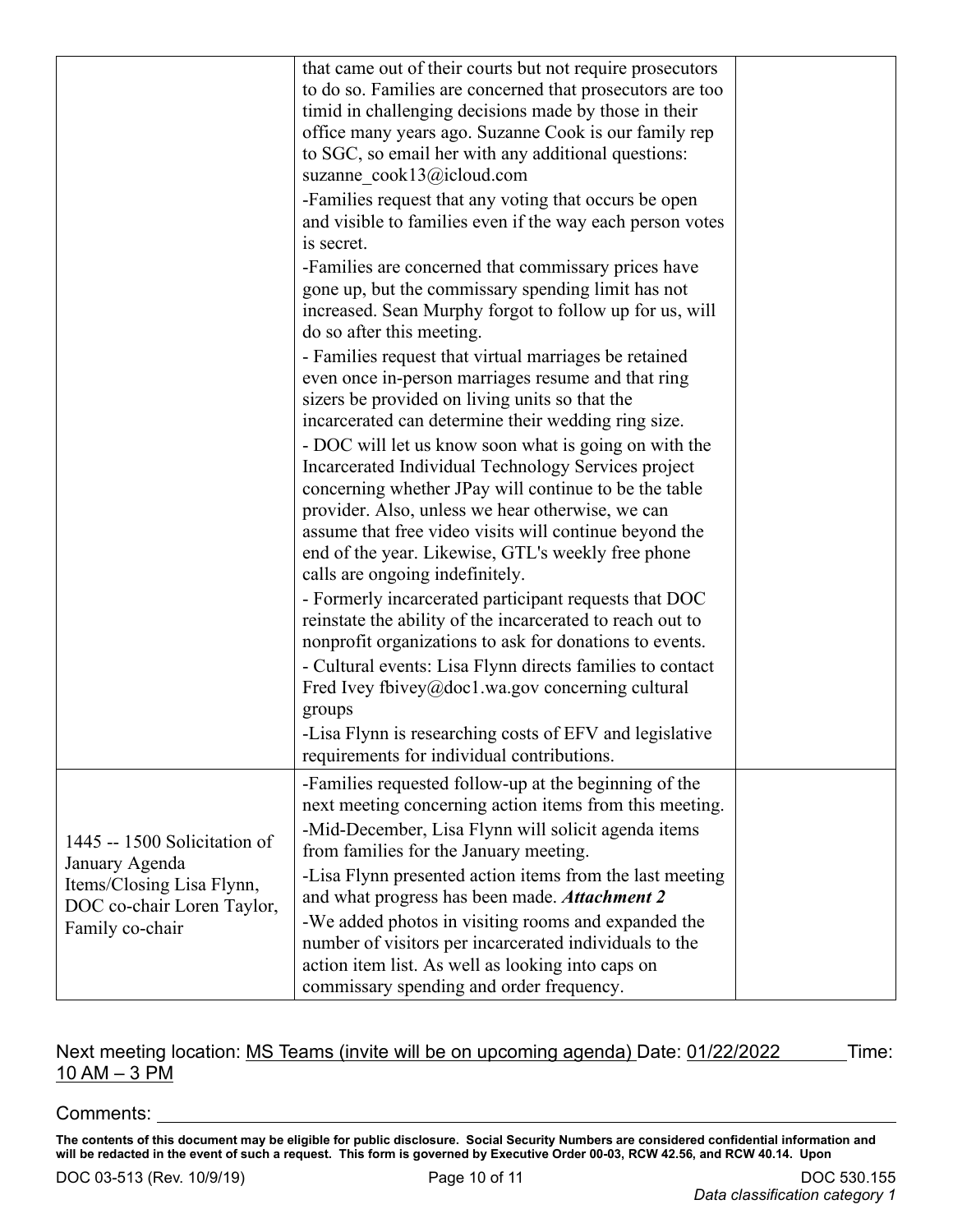| | | |
|---|---|---|
| | that came out of their courts but not require prosecutors to do so. Families are concerned that prosecutors are too timid in challenging decisions made by those in their office many years ago. Suzanne Cook is our family rep to SGC, so email her with any additional questions: suzanne_cook13@icloud.com<br>-Families request that any voting that occurs be open and visible to families even if the way each person votes is secret.<br>-Families are concerned that commissary prices have gone up, but the commissary spending limit has not increased. Sean Murphy forgot to follow up for us, will do so after this meeting.<br>- Families request that virtual marriages be retained even once in-person marriages resume and that ring sizers be provided on living units so that the incarcerated can determine their wedding ring size.<br>- DOC will let us know soon what is going on with the Incarcerated Individual Technology Services project concerning whether JPay will continue to be the table provider. Also, unless we hear otherwise, we can assume that free video visits will continue beyond the end of the year. Likewise, GTL's weekly free phone calls are ongoing indefinitely.<br>- Formerly incarcerated participant requests that DOC reinstate the ability of the incarcerated to reach out to nonprofit organizations to ask for donations to events.<br>- Cultural events: Lisa Flynn directs families to contact Fred Ivey fbivey@doc1.wa.gov concerning cultural groups<br>-Lisa Flynn is researching costs of EFV and legislative requirements for individual contributions. | |
| 1445 -- 1500 Solicitation of January Agenda Items/Closing Lisa Flynn, DOC co-chair Loren Taylor, Family co-chair | -Families requested follow-up at the beginning of the next meeting concerning action items from this meeting.<br>-Mid-December, Lisa Flynn will solicit agenda items from families for the January meeting.<br>-Lisa Flynn presented action items from the last meeting and what progress has been made. ***Attachment 2***<br>-We added photos in visiting rooms and expanded the number of visitors per incarcerated individuals to the action item list. As well as looking into caps on commissary spending and order frequency. | |

Next meeting location: MS Teams (invite will be on upcoming agenda) Date: 01/22/2022 Time: 10 AM – 3 PM

Comments:

**The contents of this document may be eligible for public disclosure. Social Security Numbers are considered confidential information and will be redacted in the event of such a request. This form is governed by Executive Order 00-03, RCW 42.56, and RCW 40.14. Upon**

DOC 03-513 (Rev. 10/9/19) DOC 530.155

*Data classification category 1*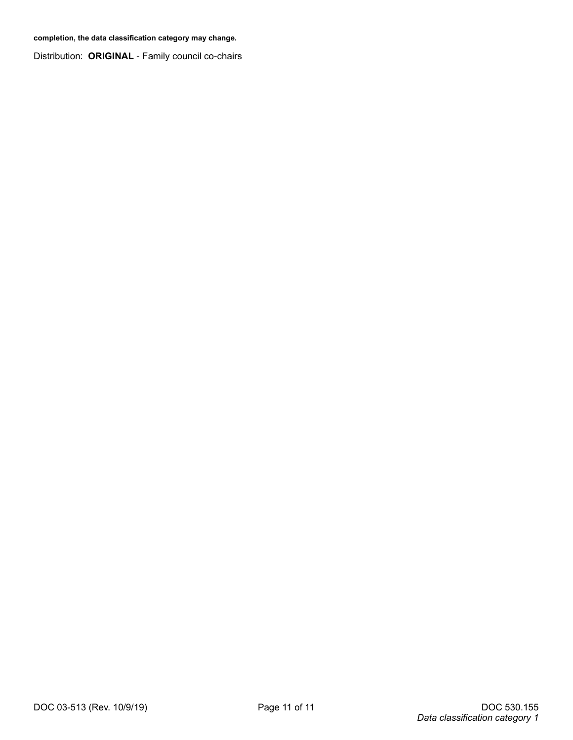**completion, the data classification category may change.**

Distribution: **ORIGINAL** - Family council co-chairs